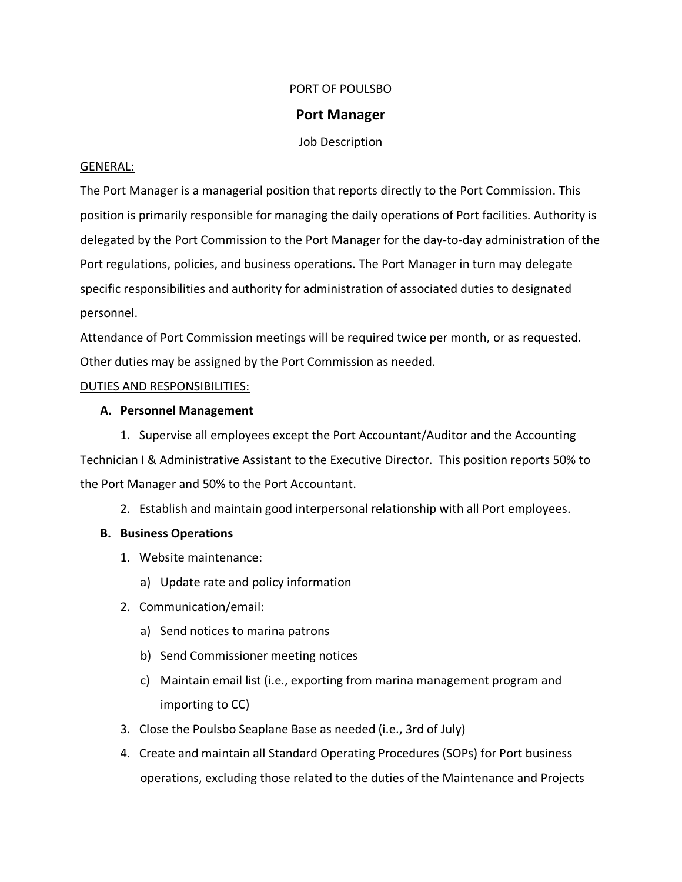PORT OF POULSBO

# Port Manager

Job Description

GENERAL:

The Port Manager is a managerial position that reports directly to the Port Commission. This position is primarily responsible for managing the daily operations of Port facilities. Authority is delegated by the Port Commission to the Port Manager for the day-to-day administration of the Port regulations, policies, and business operations. The Port Manager in turn may delegate specific responsibilities and authority for administration of associated duties to designated personnel.

Attendance of Port Commission meetings will be required twice per month, or as requested. Other duties may be assigned by the Port Commission as needed.

DUTIES AND RESPONSIBILITIES:

**A. Personnel Management**

1. Supervise all employees except the Port Accountant/Auditor and the Accounting Technician I & Administrative Assistant to the Executive Director. This position reports 50% to the Port Manager and 50% to the Port Accountant.
2. Establish and maintain good interpersonal relationship with all Port employees.

**B. Business Operations**

1. Website maintenance:
   a) Update rate and policy information
2. Communication/email:
   a) Send notices to marina patrons
   b) Send Commissioner meeting notices
   c) Maintain email list (i.e., exporting from marina management program and importing to CC)
3. Close the Poulsbo Seaplane Base as needed (i.e., 3rd of July)
4. Create and maintain all Standard Operating Procedures (SOPs) for Port business operations, excluding those related to the duties of the Maintenance and Projects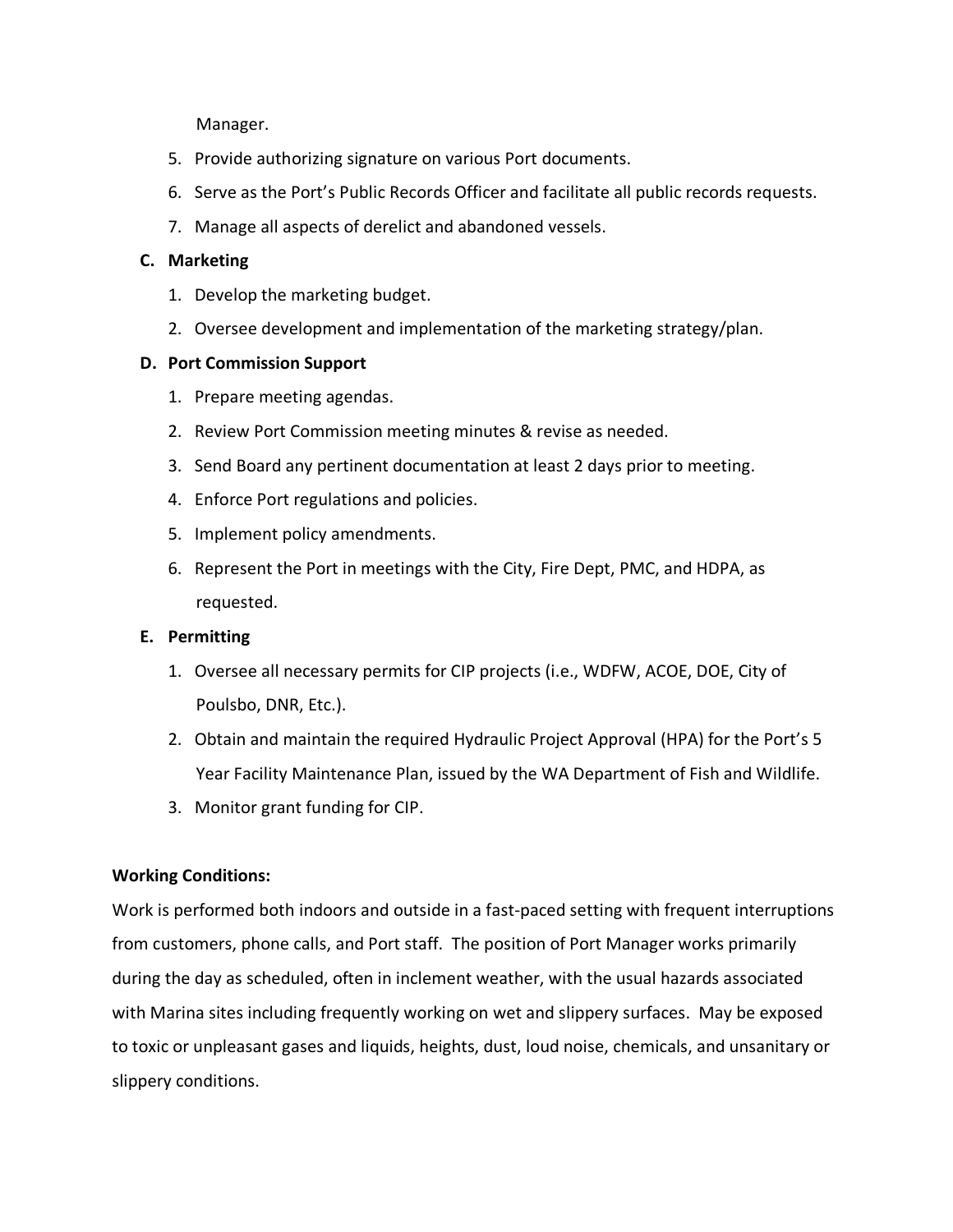Manager.

5. Provide authorizing signature on various Port documents.
6. Serve as the Port's Public Records Officer and facilitate all public records requests.
7. Manage all aspects of derelict and abandoned vessels.

**C. Marketing**

1. Develop the marketing budget.
2. Oversee development and implementation of the marketing strategy/plan.

**D. Port Commission Support**

1. Prepare meeting agendas.
2. Review Port Commission meeting minutes & revise as needed.
3. Send Board any pertinent documentation at least 2 days prior to meeting.
4. Enforce Port regulations and policies.
5. Implement policy amendments.
6. Represent the Port in meetings with the City, Fire Dept, PMC, and HDPA, as requested.

**E. Permitting**

1. Oversee all necessary permits for CIP projects (i.e., WDFW, ACOE, DOE, City of Poulsbo, DNR, Etc.).
2. Obtain and maintain the required Hydraulic Project Approval (HPA) for the Port's 5 Year Facility Maintenance Plan, issued by the WA Department of Fish and Wildlife.
3. Monitor grant funding for CIP.

**Working Conditions:**

Work is performed both indoors and outside in a fast-paced setting with frequent interruptions from customers, phone calls, and Port staff. The position of Port Manager works primarily during the day as scheduled, often in inclement weather, with the usual hazards associated with Marina sites including frequently working on wet and slippery surfaces. May be exposed to toxic or unpleasant gases and liquids, heights, dust, loud noise, chemicals, and unsanitary or slippery conditions.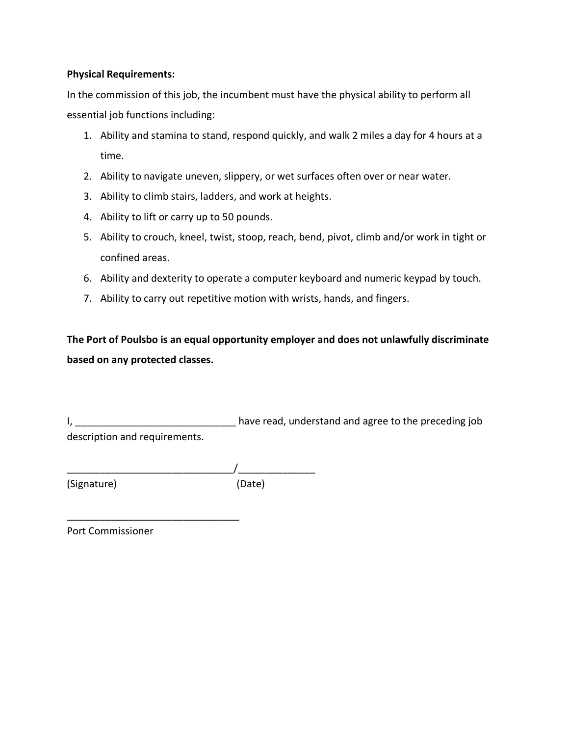**Physical Requirements:**

In the commission of this job, the incumbent must have the physical ability to perform all essential job functions including:

1. Ability and stamina to stand, respond quickly, and walk 2 miles a day for 4 hours at a time.
2. Ability to navigate uneven, slippery, or wet surfaces often over or near water.
3. Ability to climb stairs, ladders, and work at heights.
4. Ability to lift or carry up to 50 pounds.
5. Ability to crouch, kneel, twist, stoop, reach, bend, pivot, climb and/or work in tight or confined areas.
6. Ability and dexterity to operate a computer keyboard and numeric keypad by touch.
7. Ability to carry out repetitive motion with wrists, hands, and fingers.

**The Port of Poulsbo is an equal opportunity employer and does not unlawfully discriminate based on any protected classes.**

I, _____________________________ have read, understand and agree to the preceding job description and requirements.

_____________________________/_____________
(Signature) (Date)

_______________________________
Port Commissioner